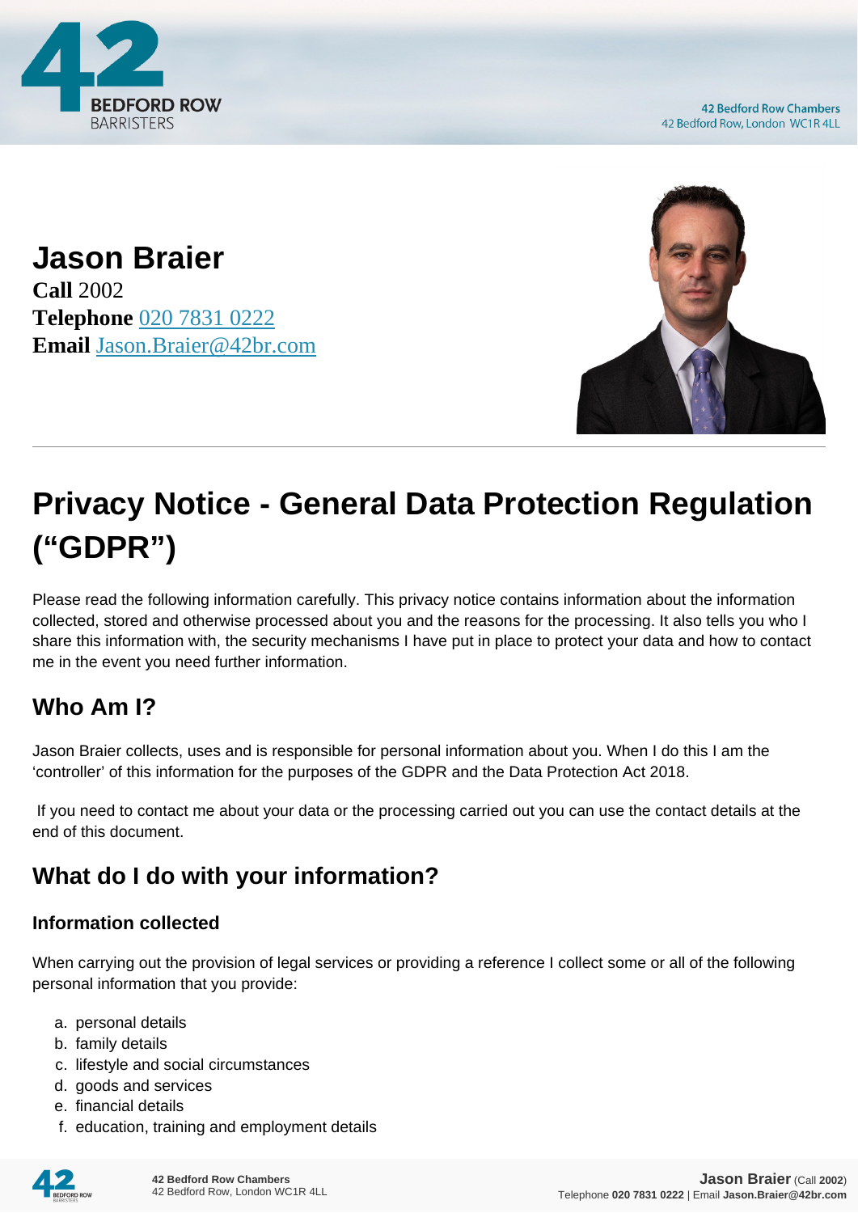# Jason Braier

**Call** 2002
**Telephone** 020 7831 0222
**Email** Jason.Braier@42br.com

# Privacy Notice - General Data Protection Regulation ("GDPR")

Please read the following information carefully. This privacy notice contains information about the information collected, stored and otherwise processed about you and the reasons for the processing. It also tells you who I share this information with, the security mechanisms I have put in place to protect your data and how to contact me in the event you need further information.

## Who Am I?

Jason Braier collects, uses and is responsible for personal information about you. When I do this I am the 'controller' of this information for the purposes of the GDPR and the Data Protection Act 2018.

If you need to contact me about your data or the processing carried out you can use the contact details at the end of this document.

## What do I do with your information?

### Information collected

When carrying out the provision of legal services or providing a reference I collect some or all of the following personal information that you provide:

a. personal details
b. family details
c. lifestyle and social circumstances
d. goods and services
e. financial details
f. education, training and employment details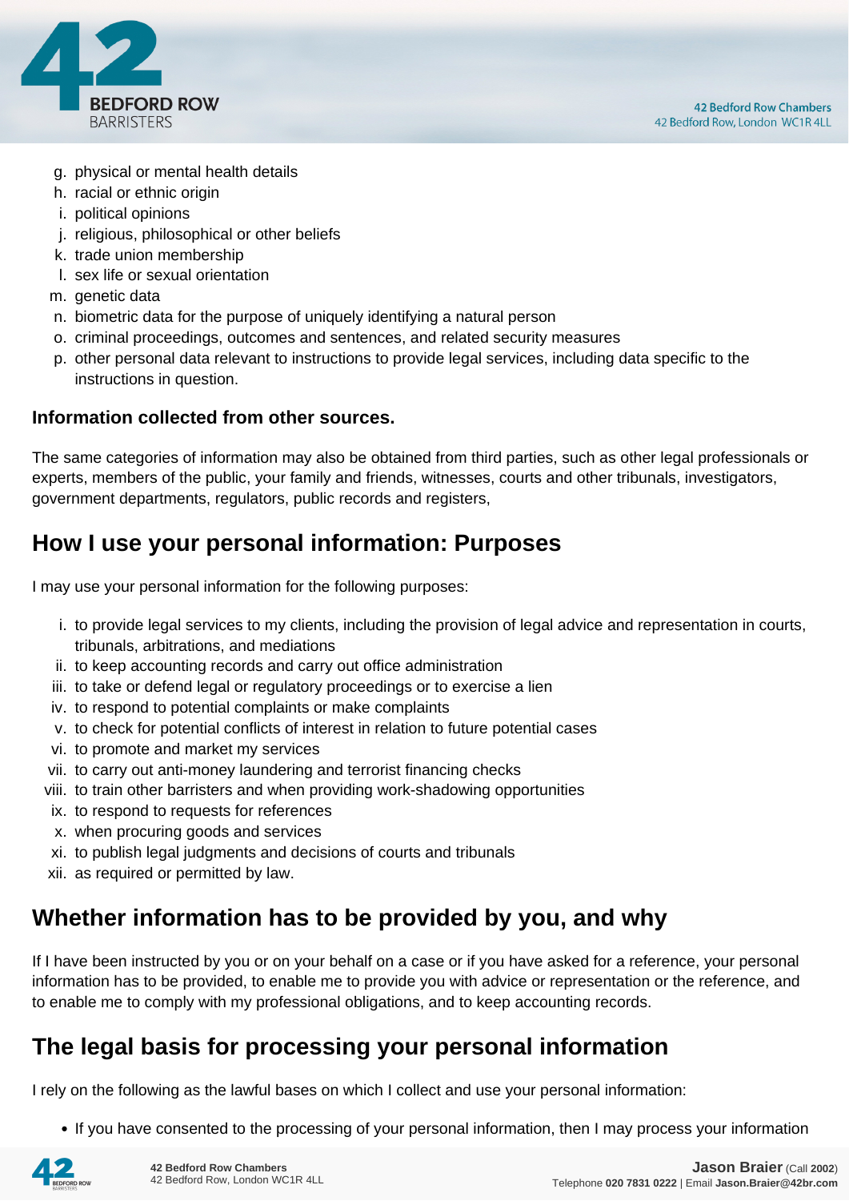g. physical or mental health details
h. racial or ethnic origin
i. political opinions
j. religious, philosophical or other beliefs
k. trade union membership
l. sex life or sexual orientation
m. genetic data
n. biometric data for the purpose of uniquely identifying a natural person
o. criminal proceedings, outcomes and sentences, and related security measures
p. other personal data relevant to instructions to provide legal services, including data specific to the instructions in question.

**Information collected from other sources.**

The same categories of information may also be obtained from third parties, such as other legal professionals or experts, members of the public, your family and friends, witnesses, courts and other tribunals, investigators, government departments, regulators, public records and registers,

## How I use your personal information: Purposes

I may use your personal information for the following purposes:

i. to provide legal services to my clients, including the provision of legal advice and representation in courts, tribunals, arbitrations, and mediations
ii. to keep accounting records and carry out office administration
iii. to take or defend legal or regulatory proceedings or to exercise a lien
iv. to respond to potential complaints or make complaints
v. to check for potential conflicts of interest in relation to future potential cases
vi. to promote and market my services
vii. to carry out anti-money laundering and terrorist financing checks
viii. to train other barristers and when providing work-shadowing opportunities
ix. to respond to requests for references
x. when procuring goods and services
xi. to publish legal judgments and decisions of courts and tribunals
xii. as required or permitted by law.

## Whether information has to be provided by you, and why

If I have been instructed by you or on your behalf on a case or if you have asked for a reference, your personal information has to be provided, to enable me to provide you with advice or representation or the reference, and to enable me to comply with my professional obligations, and to keep accounting records.

## The legal basis for processing your personal information

I rely on the following as the lawful bases on which I collect and use your personal information:

- If you have consented to the processing of your personal information, then I may process your information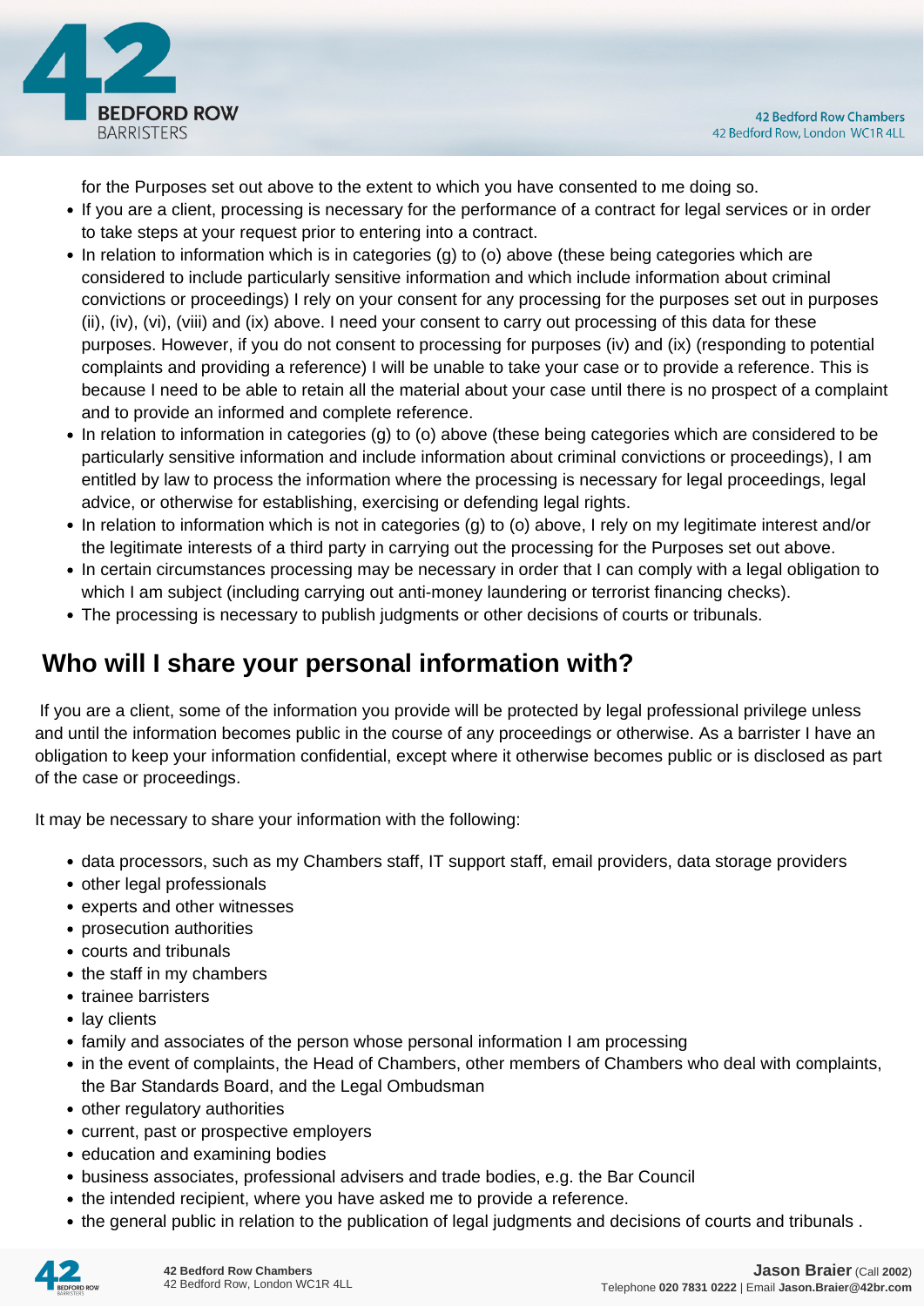for the Purposes set out above to the extent to which you have consented to me doing so.

- If you are a client, processing is necessary for the performance of a contract for legal services or in order to take steps at your request prior to entering into a contract.
- In relation to information which is in categories (g) to (o) above (these being categories which are considered to include particularly sensitive information and which include information about criminal convictions or proceedings) I rely on your consent for any processing for the purposes set out in purposes (ii), (iv), (vi), (viii) and (ix) above. I need your consent to carry out processing of this data for these purposes. However, if you do not consent to processing for purposes (iv) and (ix) (responding to potential complaints and providing a reference) I will be unable to take your case or to provide a reference. This is because I need to be able to retain all the material about your case until there is no prospect of a complaint and to provide an informed and complete reference.
- In relation to information in categories (g) to (o) above (these being categories which are considered to be particularly sensitive information and include information about criminal convictions or proceedings), I am entitled by law to process the information where the processing is necessary for legal proceedings, legal advice, or otherwise for establishing, exercising or defending legal rights.
- In relation to information which is not in categories (g) to (o) above, I rely on my legitimate interest and/or the legitimate interests of a third party in carrying out the processing for the Purposes set out above.
- In certain circumstances processing may be necessary in order that I can comply with a legal obligation to which I am subject (including carrying out anti-money laundering or terrorist financing checks).
- The processing is necessary to publish judgments or other decisions of courts or tribunals.

## Who will I share your personal information with?

If you are a client, some of the information you provide will be protected by legal professional privilege unless and until the information becomes public in the course of any proceedings or otherwise. As a barrister I have an obligation to keep your information confidential, except where it otherwise becomes public or is disclosed as part of the case or proceedings.

It may be necessary to share your information with the following:

- data processors, such as my Chambers staff, IT support staff, email providers, data storage providers
- other legal professionals
- experts and other witnesses
- prosecution authorities
- courts and tribunals
- the staff in my chambers
- trainee barristers
- lay clients
- family and associates of the person whose personal information I am processing
- in the event of complaints, the Head of Chambers, other members of Chambers who deal with complaints, the Bar Standards Board, and the Legal Ombudsman
- other regulatory authorities
- current, past or prospective employers
- education and examining bodies
- business associates, professional advisers and trade bodies, e.g. the Bar Council
- the intended recipient, where you have asked me to provide a reference.
- the general public in relation to the publication of legal judgments and decisions of courts and tribunals .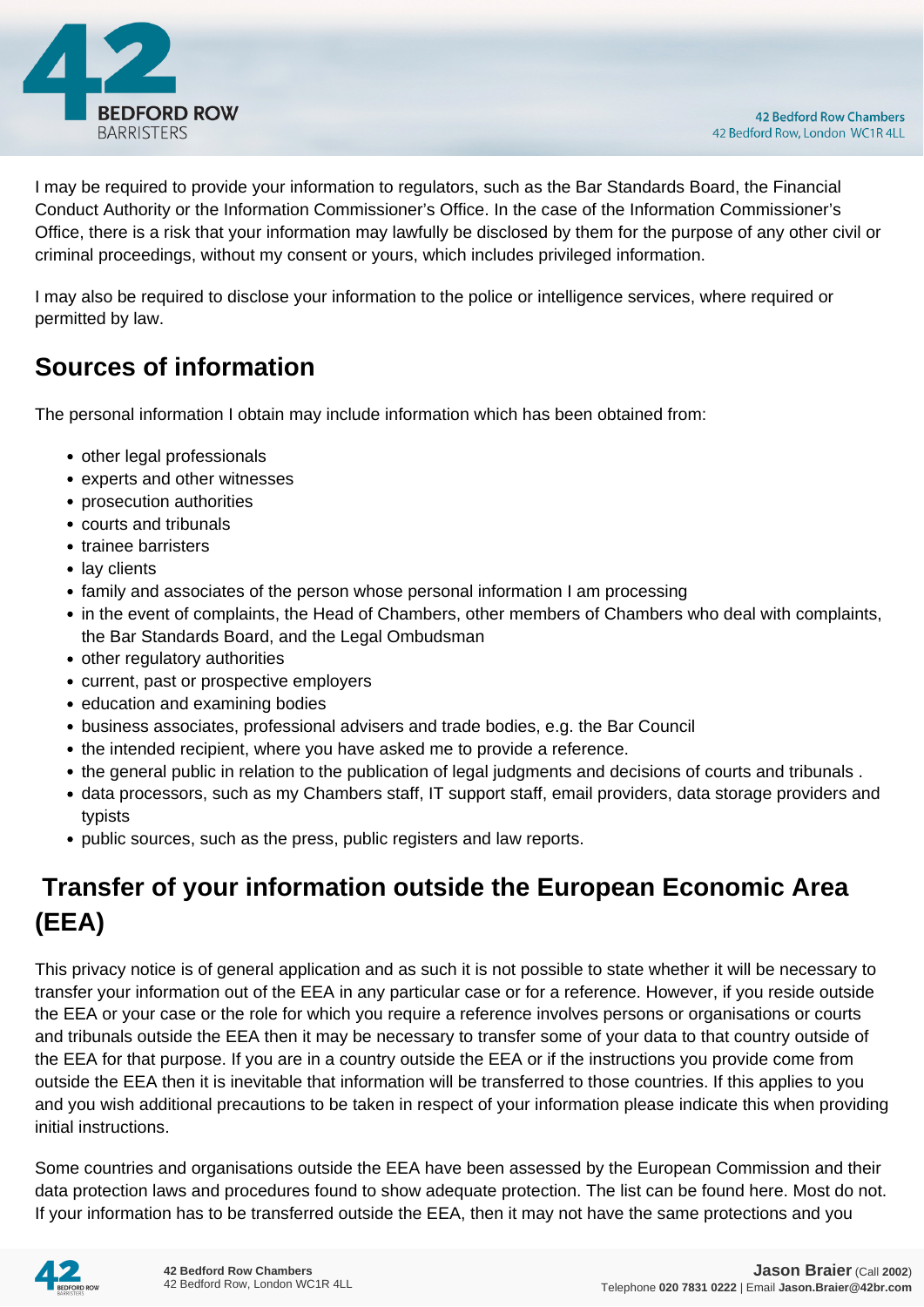I may be required to provide your information to regulators, such as the Bar Standards Board, the Financial Conduct Authority or the Information Commissioner's Office. In the case of the Information Commissioner's Office, there is a risk that your information may lawfully be disclosed by them for the purpose of any other civil or criminal proceedings, without my consent or yours, which includes privileged information.

I may also be required to disclose your information to the police or intelligence services, where required or permitted by law.

## Sources of information

The personal information I obtain may include information which has been obtained from:

- other legal professionals
- experts and other witnesses
- prosecution authorities
- courts and tribunals
- trainee barristers
- lay clients
- family and associates of the person whose personal information I am processing
- in the event of complaints, the Head of Chambers, other members of Chambers who deal with complaints, the Bar Standards Board, and the Legal Ombudsman
- other regulatory authorities
- current, past or prospective employers
- education and examining bodies
- business associates, professional advisers and trade bodies, e.g. the Bar Council
- the intended recipient, where you have asked me to provide a reference.
- the general public in relation to the publication of legal judgments and decisions of courts and tribunals .
- data processors, such as my Chambers staff, IT support staff, email providers, data storage providers and typists
- public sources, such as the press, public registers and law reports.

## Transfer of your information outside the European Economic Area (EEA)

This privacy notice is of general application and as such it is not possible to state whether it will be necessary to transfer your information out of the EEA in any particular case or for a reference. However, if you reside outside the EEA or your case or the role for which you require a reference involves persons or organisations or courts and tribunals outside the EEA then it may be necessary to transfer some of your data to that country outside of the EEA for that purpose. If you are in a country outside the EEA or if the instructions you provide come from outside the EEA then it is inevitable that information will be transferred to those countries. If this applies to you and you wish additional precautions to be taken in respect of your information please indicate this when providing initial instructions.

Some countries and organisations outside the EEA have been assessed by the European Commission and their data protection laws and procedures found to show adequate protection. The list can be found here. Most do not. If your information has to be transferred outside the EEA, then it may not have the same protections and you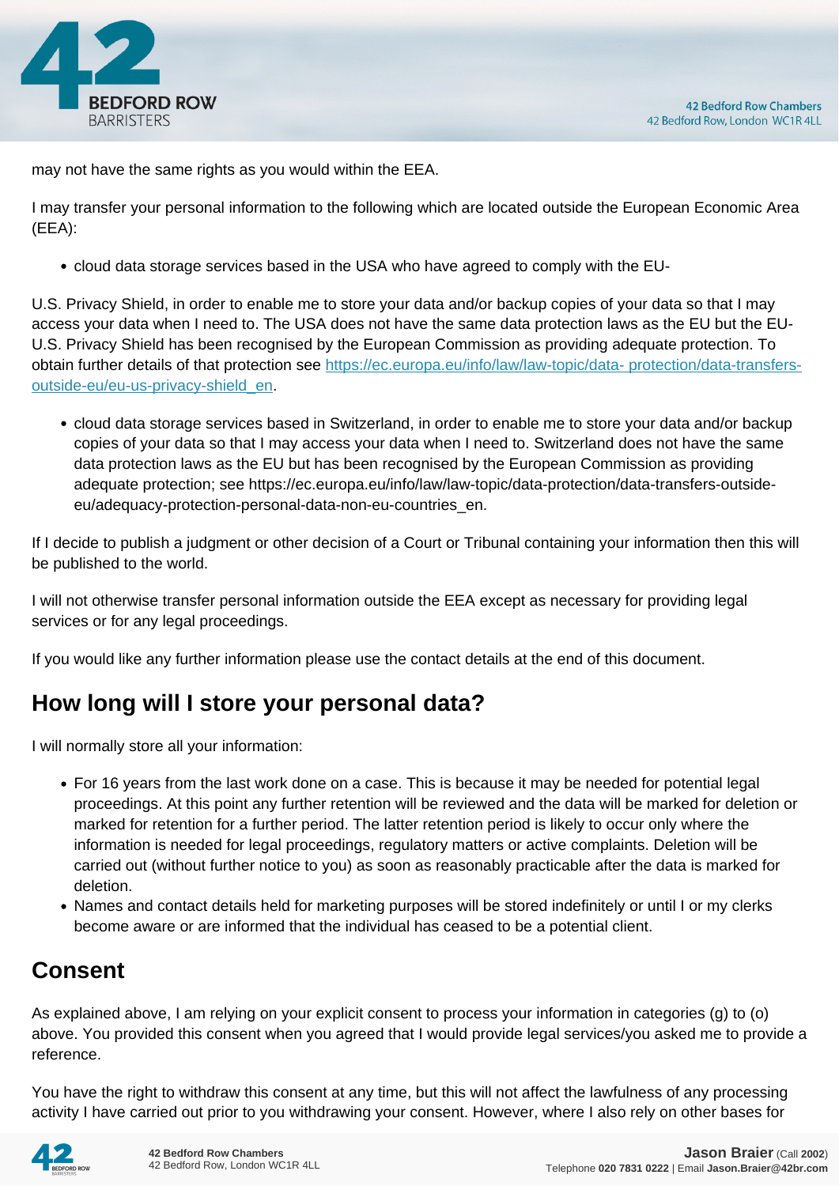may not have the same rights as you would within the EEA.

I may transfer your personal information to the following which are located outside the European Economic Area (EEA):

- cloud data storage services based in the USA who have agreed to comply with the EU-

U.S. Privacy Shield, in order to enable me to store your data and/or backup copies of your data so that I may access your data when I need to. The USA does not have the same data protection laws as the EU but the EU-U.S. Privacy Shield has been recognised by the European Commission as providing adequate protection. To obtain further details of that protection see [https://ec.europa.eu/info/law/law-topic/data- protection/data-transfers-outside-eu/eu-us-privacy-shield_en](https://ec.europa.eu/info/law/law-topic/data-protection/data-transfers-outside-eu/eu-us-privacy-shield_en).

- cloud data storage services based in Switzerland, in order to enable me to store your data and/or backup copies of your data so that I may access your data when I need to. Switzerland does not have the same data protection laws as the EU but has been recognised by the European Commission as providing adequate protection; see https://ec.europa.eu/info/law/law-topic/data-protection/data-transfers-outside-eu/adequacy-protection-personal-data-non-eu-countries_en.

If I decide to publish a judgment or other decision of a Court or Tribunal containing your information then this will be published to the world.

I will not otherwise transfer personal information outside the EEA except as necessary for providing legal services or for any legal proceedings.

If you would like any further information please use the contact details at the end of this document.

## How long will I store your personal data?

I will normally store all your information:

- For 16 years from the last work done on a case. This is because it may be needed for potential legal proceedings. At this point any further retention will be reviewed and the data will be marked for deletion or marked for retention for a further period. The latter retention period is likely to occur only where the information is needed for legal proceedings, regulatory matters or active complaints. Deletion will be carried out (without further notice to you) as soon as reasonably practicable after the data is marked for deletion.
- Names and contact details held for marketing purposes will be stored indefinitely or until I or my clerks become aware or are informed that the individual has ceased to be a potential client.

## Consent

As explained above, I am relying on your explicit consent to process your information in categories (g) to (o) above. You provided this consent when you agreed that I would provide legal services/you asked me to provide a reference.

You have the right to withdraw this consent at any time, but this will not affect the lawfulness of any processing activity I have carried out prior to you withdrawing your consent. However, where I also rely on other bases for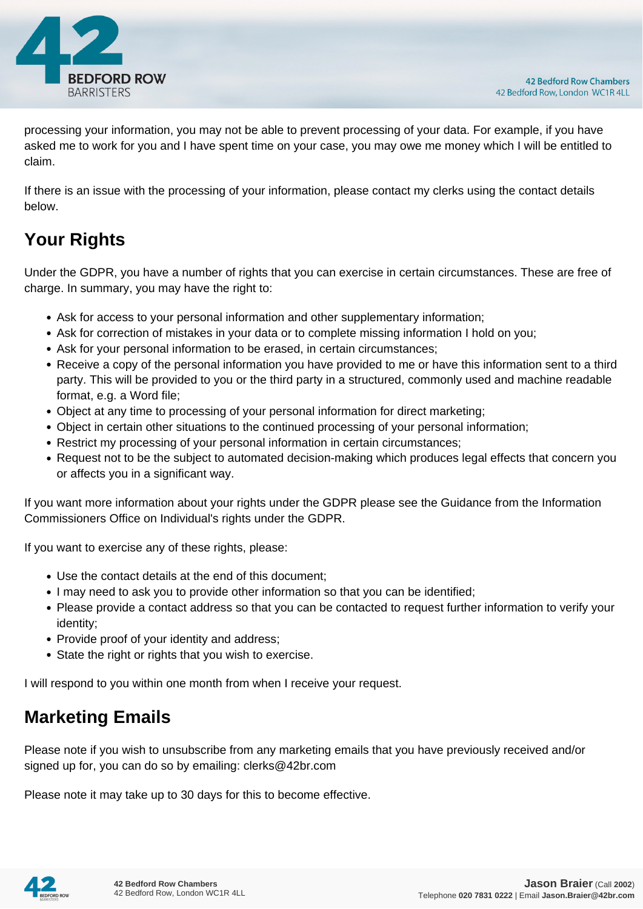processing your information, you may not be able to prevent processing of your data. For example, if you have asked me to work for you and I have spent time on your case, you may owe me money which I will be entitled to claim.

If there is an issue with the processing of your information, please contact my clerks using the contact details below.

## Your Rights

Under the GDPR, you have a number of rights that you can exercise in certain circumstances. These are free of charge. In summary, you may have the right to:

- Ask for access to your personal information and other supplementary information;
- Ask for correction of mistakes in your data or to complete missing information I hold on you;
- Ask for your personal information to be erased, in certain circumstances;
- Receive a copy of the personal information you have provided to me or have this information sent to a third party. This will be provided to you or the third party in a structured, commonly used and machine readable format, e.g. a Word file;
- Object at any time to processing of your personal information for direct marketing;
- Object in certain other situations to the continued processing of your personal information;
- Restrict my processing of your personal information in certain circumstances;
- Request not to be the subject to automated decision-making which produces legal effects that concern you or affects you in a significant way.

If you want more information about your rights under the GDPR please see the Guidance from the Information Commissioners Office on Individual's rights under the GDPR.

If you want to exercise any of these rights, please:

- Use the contact details at the end of this document;
- I may need to ask you to provide other information so that you can be identified;
- Please provide a contact address so that you can be contacted to request further information to verify your identity;
- Provide proof of your identity and address;
- State the right or rights that you wish to exercise.

I will respond to you within one month from when I receive your request.

## Marketing Emails

Please note if you wish to unsubscribe from any marketing emails that you have previously received and/or signed up for, you can do so by emailing: clerks@42br.com

Please note it may take up to 30 days for this to become effective.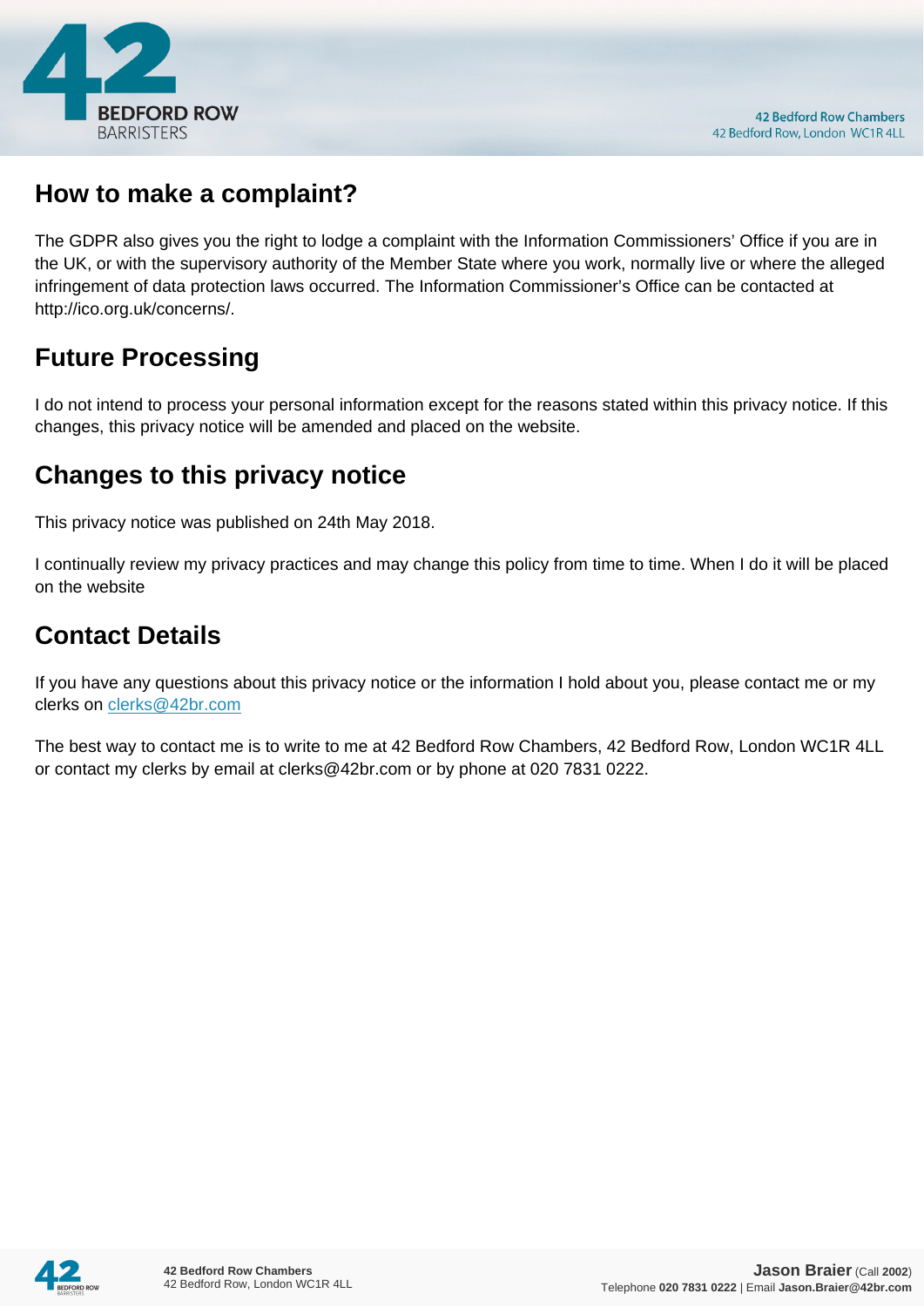## How to make a complaint?

The GDPR also gives you the right to lodge a complaint with the Information Commissioners' Office if you are in the UK, or with the supervisory authority of the Member State where you work, normally live or where the alleged infringement of data protection laws occurred. The Information Commissioner's Office can be contacted at http://ico.org.uk/concerns/.

## Future Processing

I do not intend to process your personal information except for the reasons stated within this privacy notice. If this changes, this privacy notice will be amended and placed on the website.

## Changes to this privacy notice

This privacy notice was published on 24th May 2018.

I continually review my privacy practices and may change this policy from time to time. When I do it will be placed on the website

## Contact Details

If you have any questions about this privacy notice or the information I hold about you, please contact me or my clerks on clerks@42br.com

The best way to contact me is to write to me at 42 Bedford Row Chambers, 42 Bedford Row, London WC1R 4LL or contact my clerks by email at clerks@42br.com or by phone at 020 7831 0222.